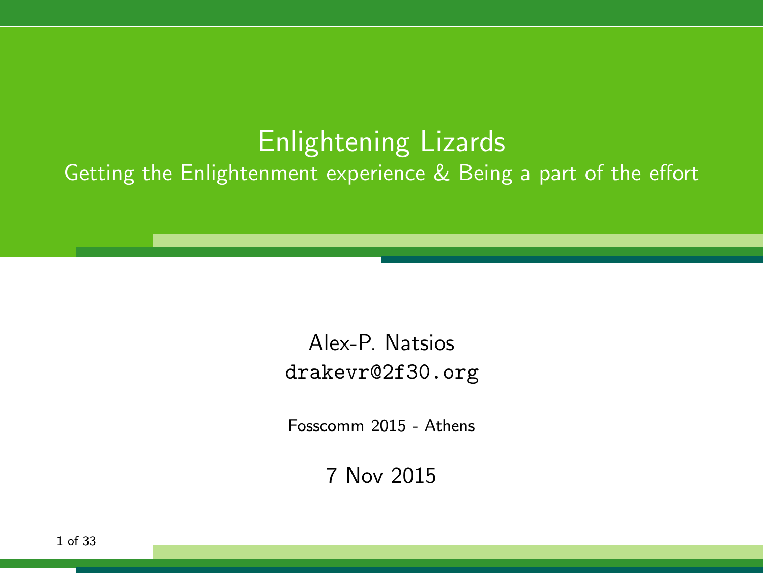# Enlightening Lizards

## Getting the Enlightenment experience & Being a part of the effort

Alex-P. Natsios

`drakevr@2f30.org`

Fosscomm 2015 - Athens

7 Nov 2015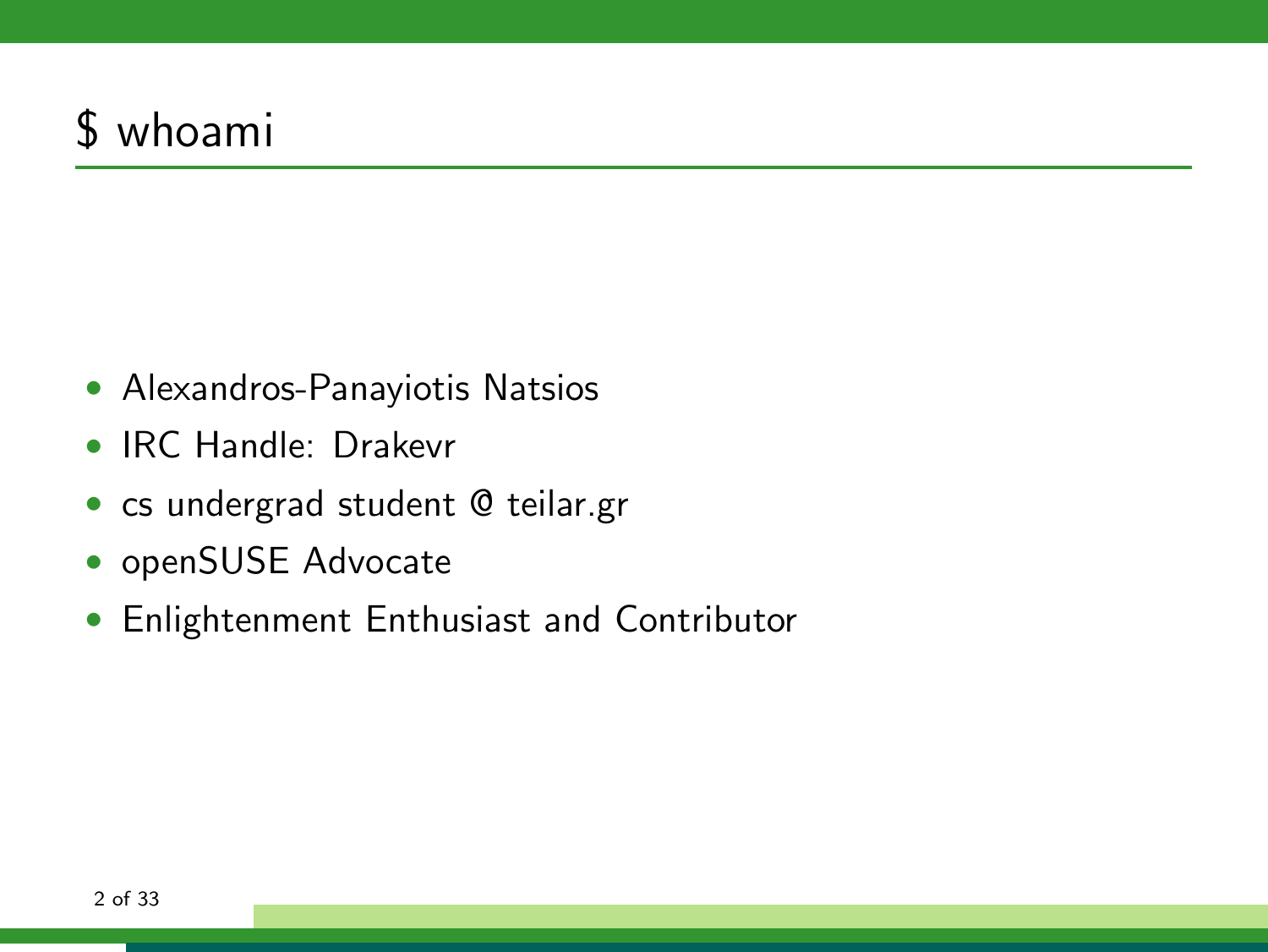# $ whoami

- Alexandros-Panayiotis Natsios
- IRC Handle: Drakevr
- cs undergrad student @ teilar.gr
- openSUSE Advocate
- Enlightenment Enthusiast and Contributor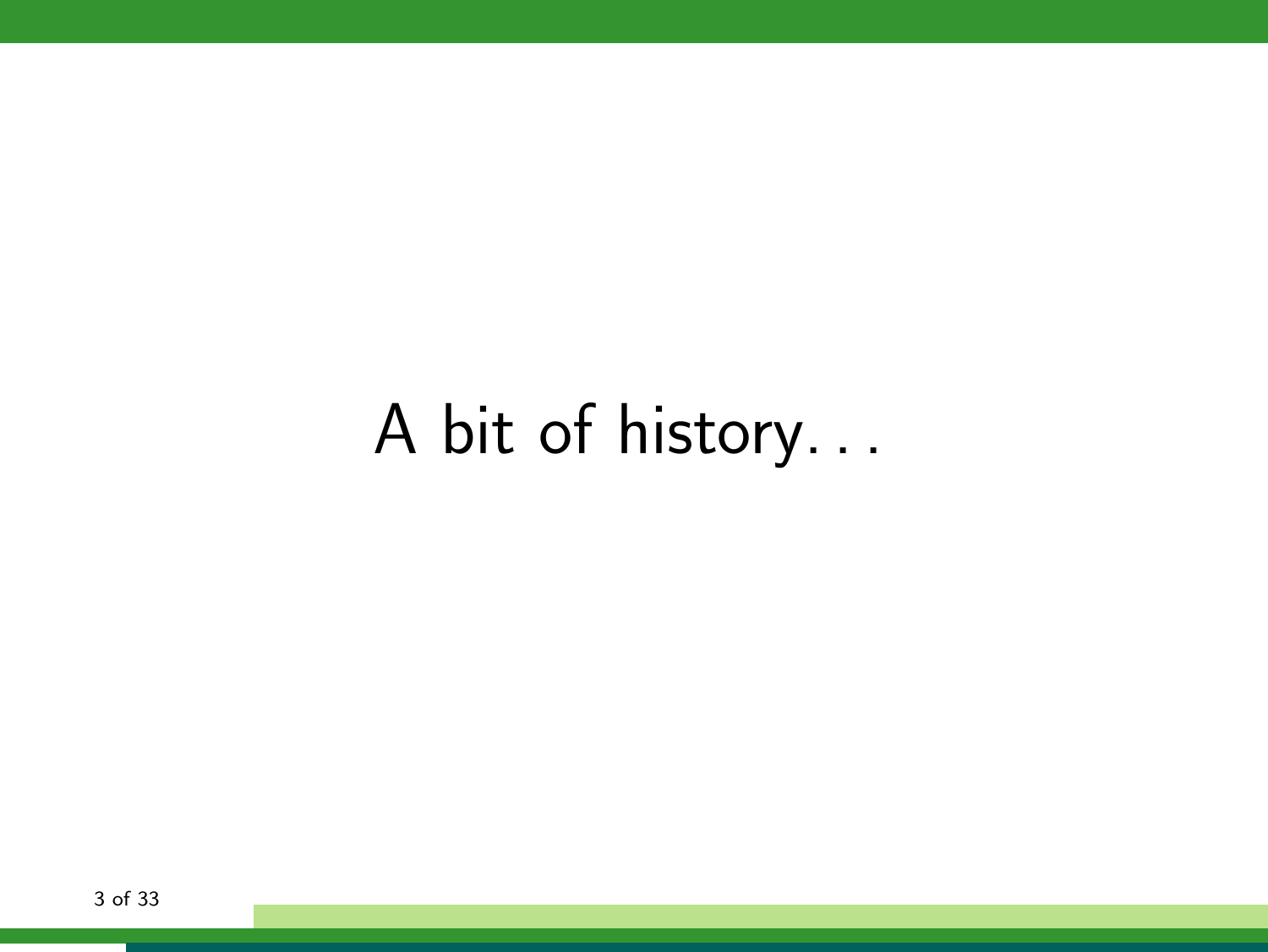# A bit of history...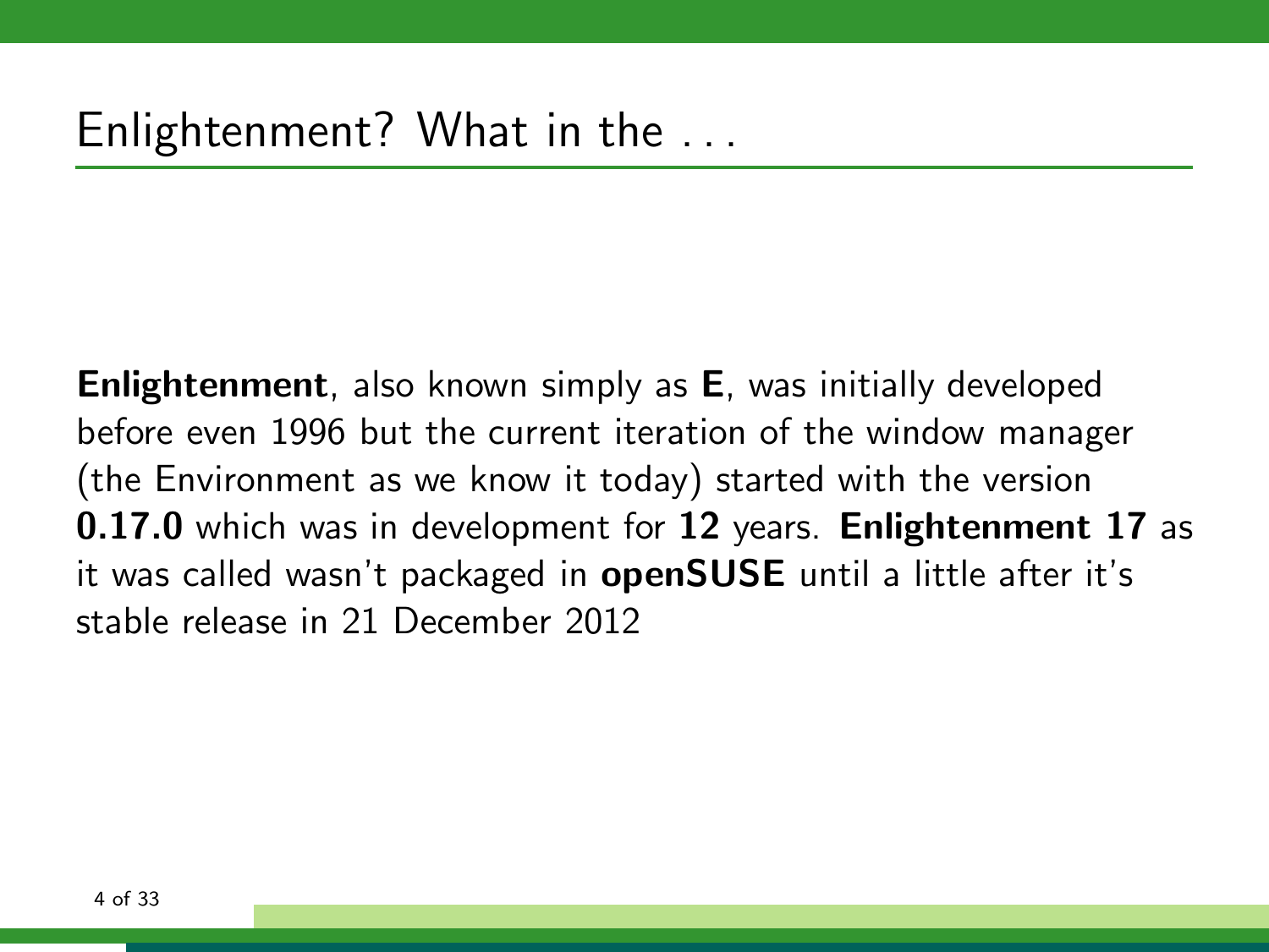# Enlightenment? What in the . . .

**Enlightenment**, also known simply as **E**, was initially developed before even 1996 but the current iteration of the window manager (the Environment as we know it today) started with the version **0.17.0** which was in development for **12** years. **Enlightenment 17** as it was called wasn't packaged in **openSUSE** until a little after it's stable release in 21 December 2012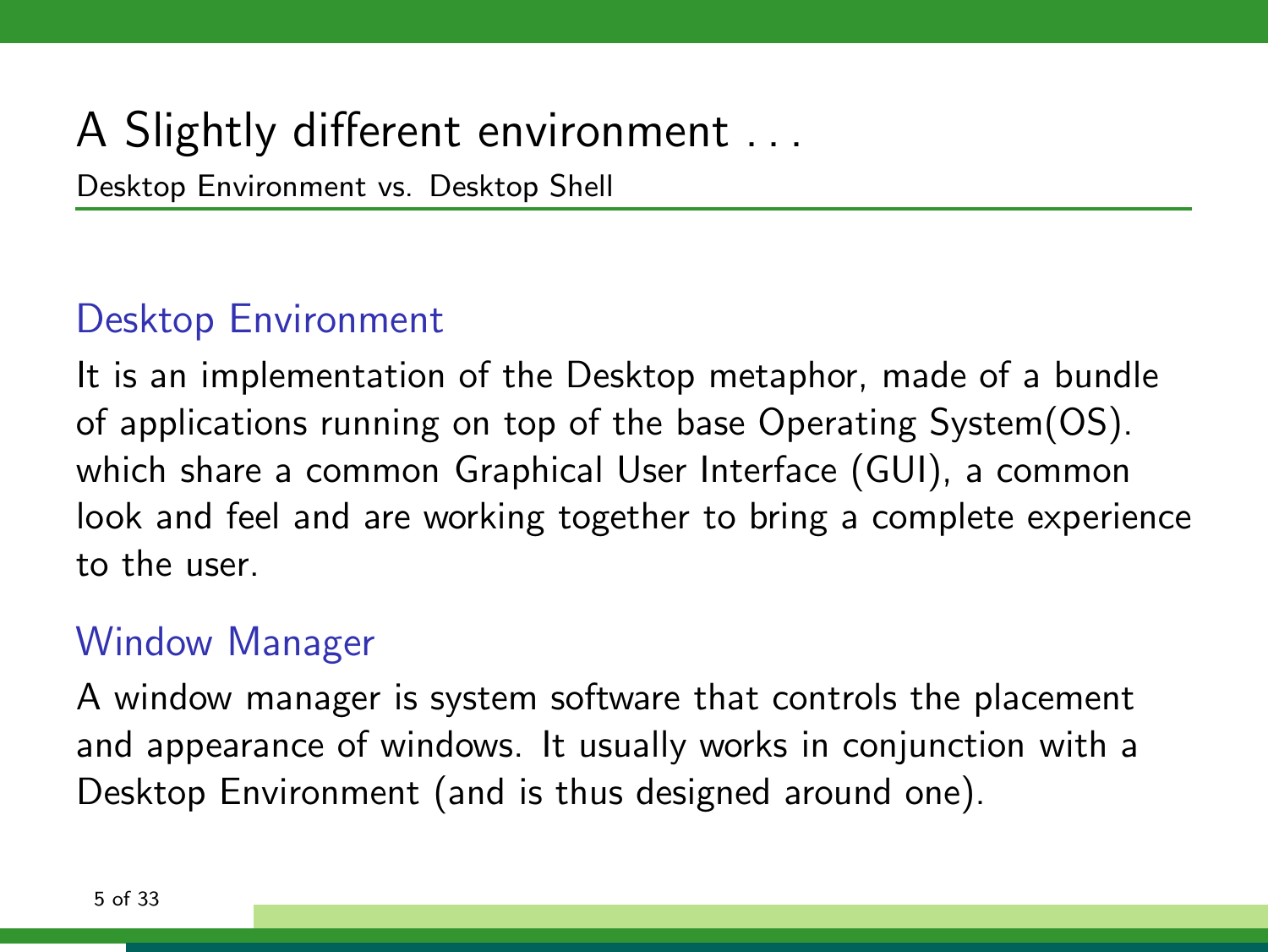# A Slightly different environment ...

Desktop Environment vs. Desktop Shell

### Desktop Environment

It is an implementation of the Desktop metaphor, made of a bundle of applications running on top of the base Operating System(OS). which share a common Graphical User Interface (GUI), a common look and feel and are working together to bring a complete experience to the user.

### Window Manager

A window manager is system software that controls the placement and appearance of windows. It usually works in conjunction with a Desktop Environment (and is thus designed around one).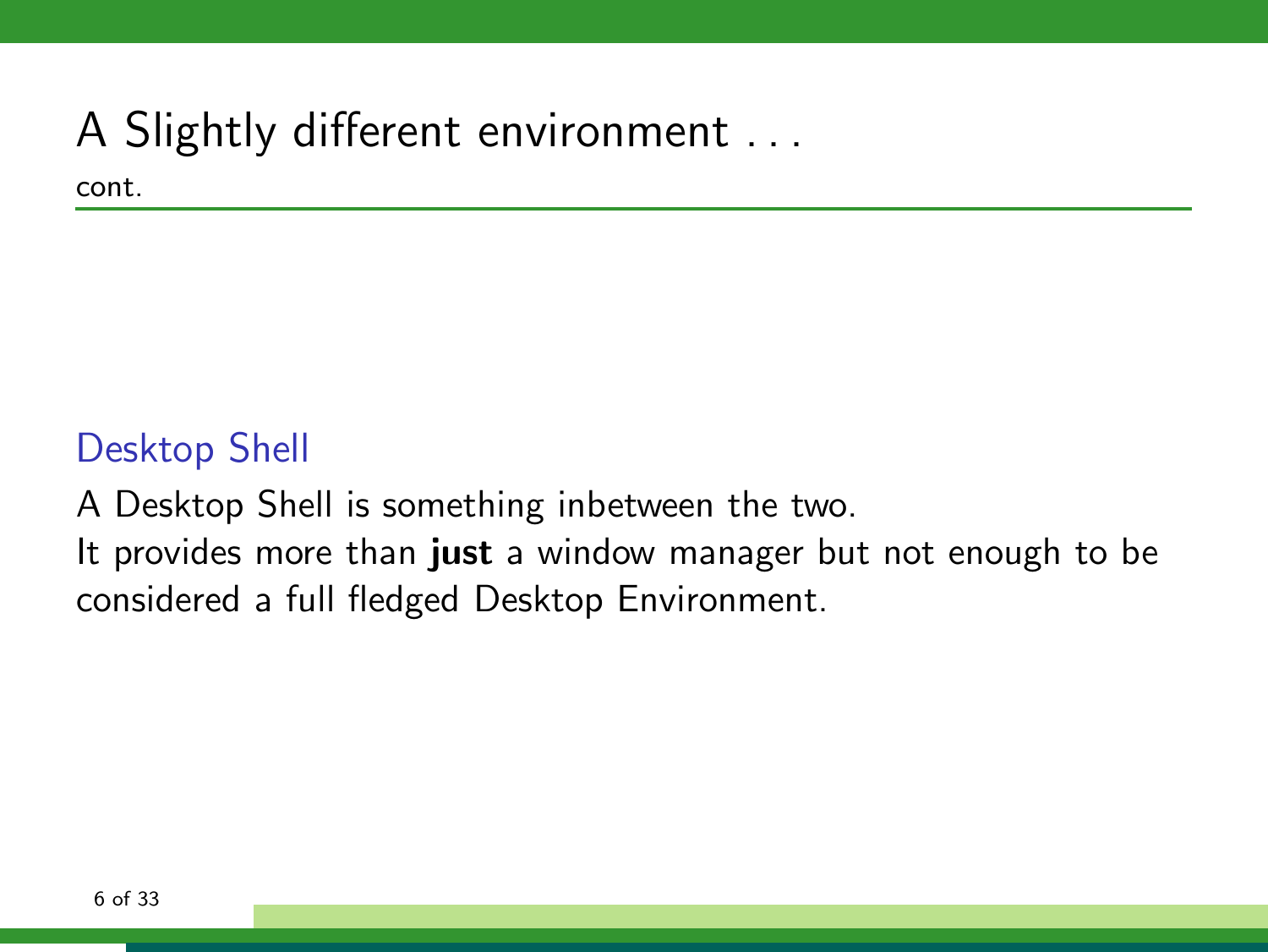# A Slightly different environment . . .

cont.

### Desktop Shell

A Desktop Shell is something inbetween the two.
It provides more than **just** a window manager but not enough to be considered a full fledged Desktop Environment.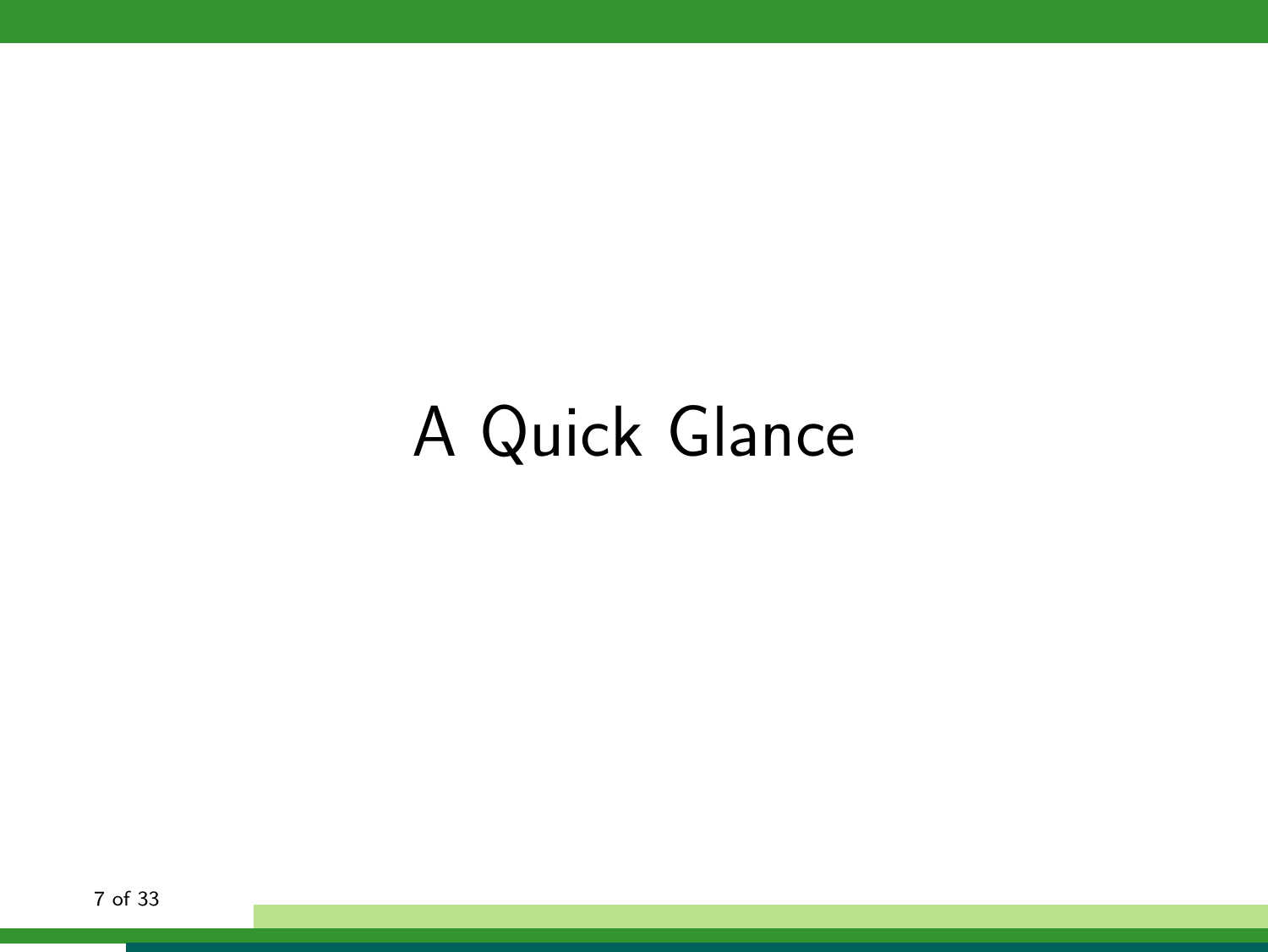# A Quick Glance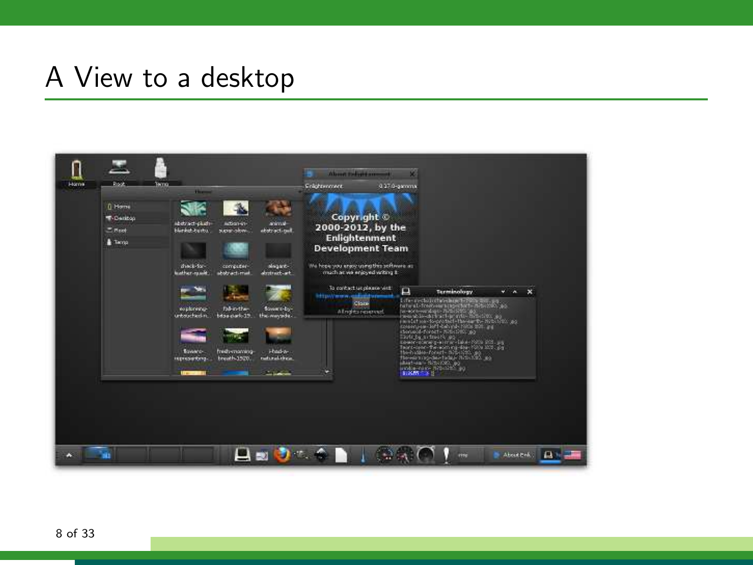# A View to a desktop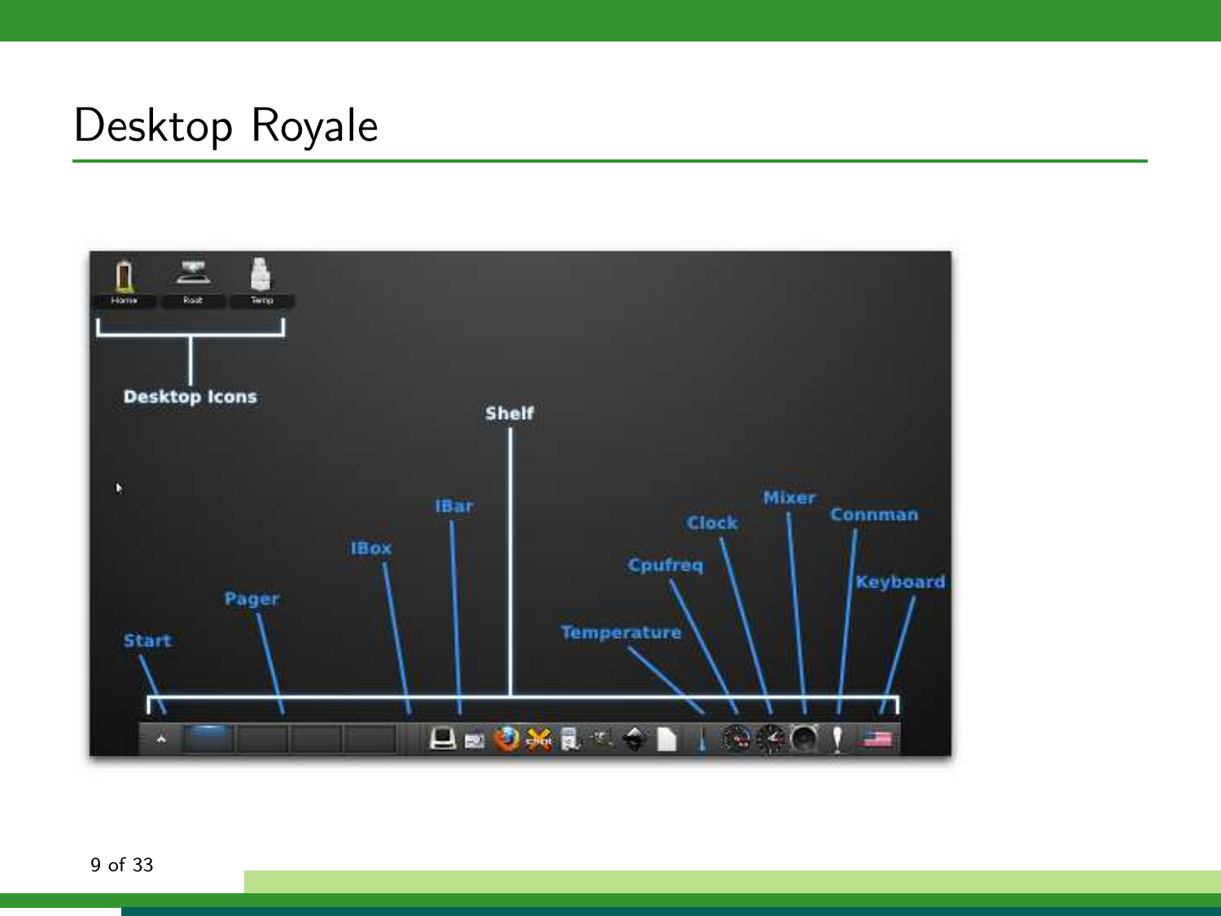# Desktop Royale

Desktop Icons

Shelf

Start

Pager

IBox

IBar

Temperature

Cpufreq

Clock

Mixer

Connman

Keyboard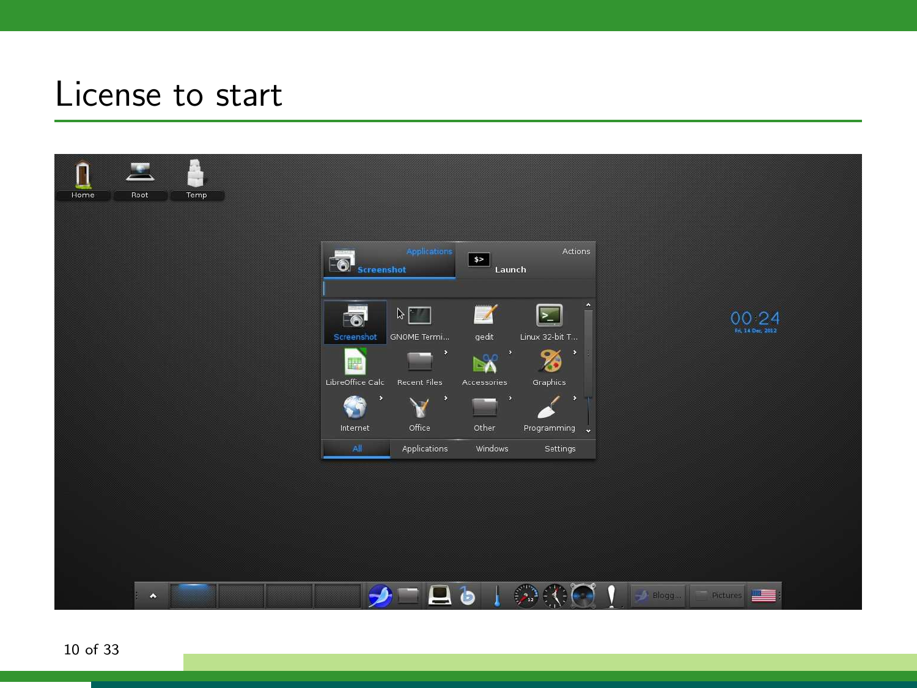# License to start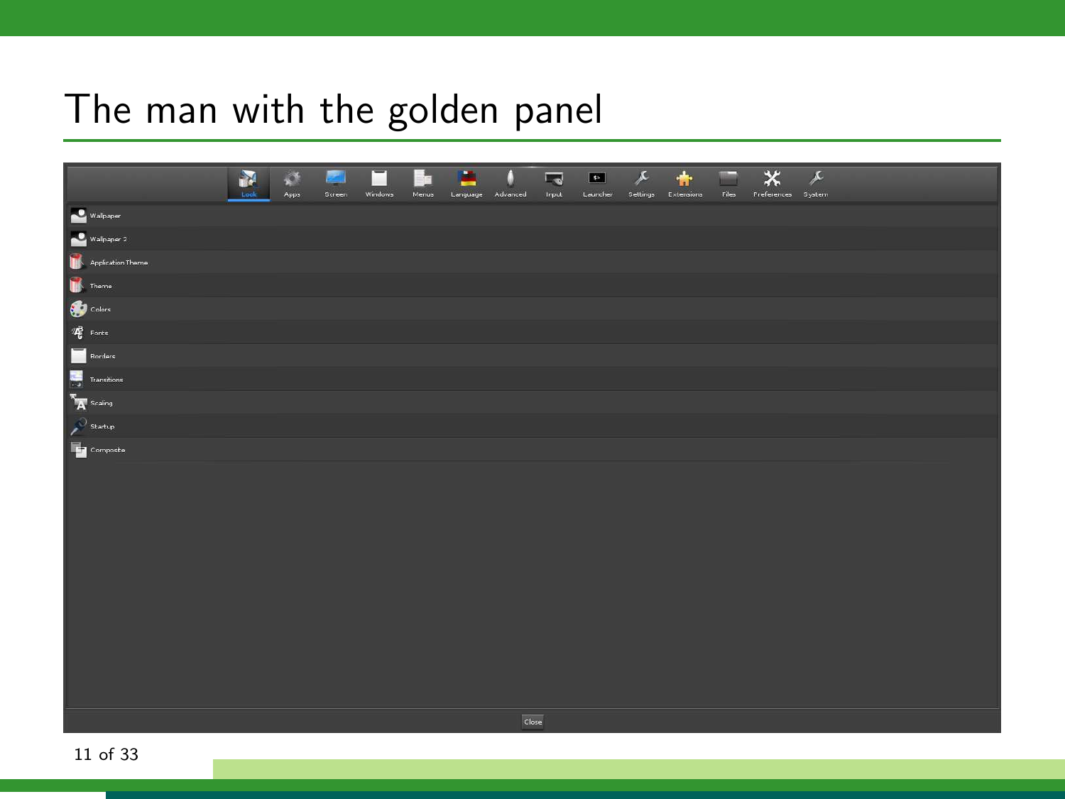# The man with the golden panel

Look | Apps | Screen | Windows | Menus | Language | Advanced | Input | Launcher | Settings | Extensions | Files | Preferences | System

- Wallpaper
- Wallpaper 2
- Application Theme
- Theme
- Colors
- Fonts
- Borders
- Transitions
- Scaling
- Startup
- Composite

Close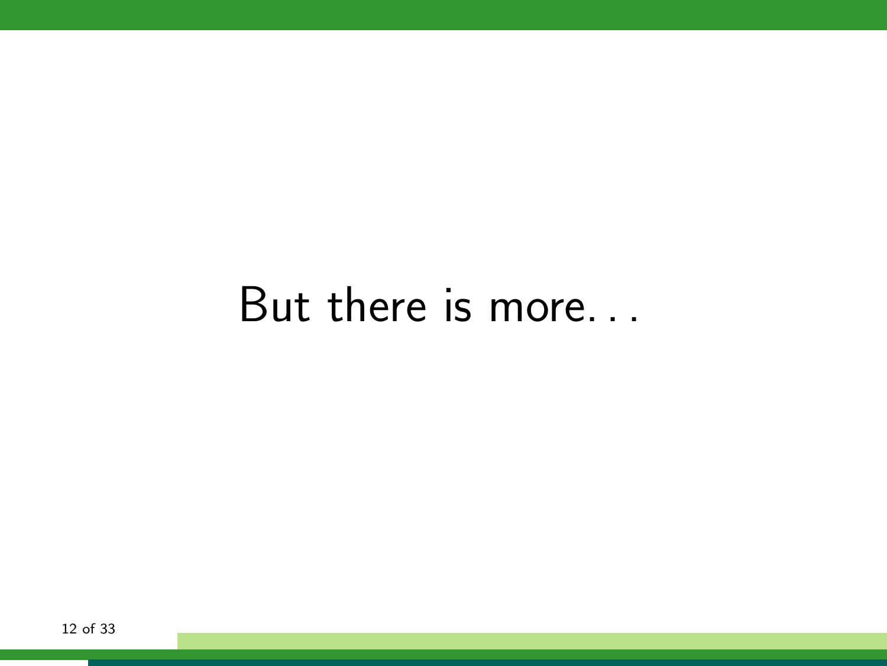But there is more. . .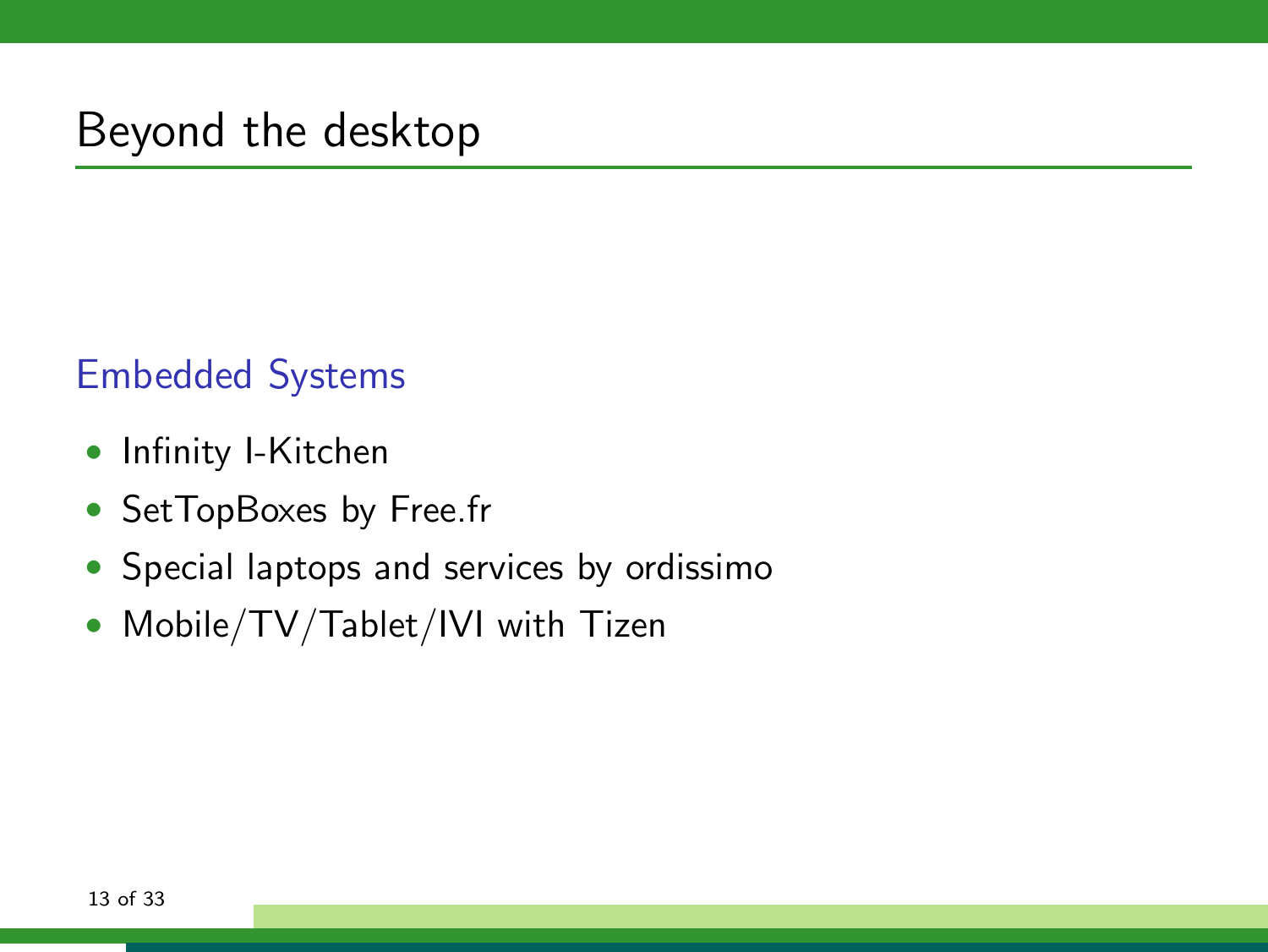# Beyond the desktop

### Embedded Systems

- Infinity I-Kitchen
- SetTopBoxes by Free.fr
- Special laptops and services by ordissimo
- Mobile/TV/Tablet/IVI with Tizen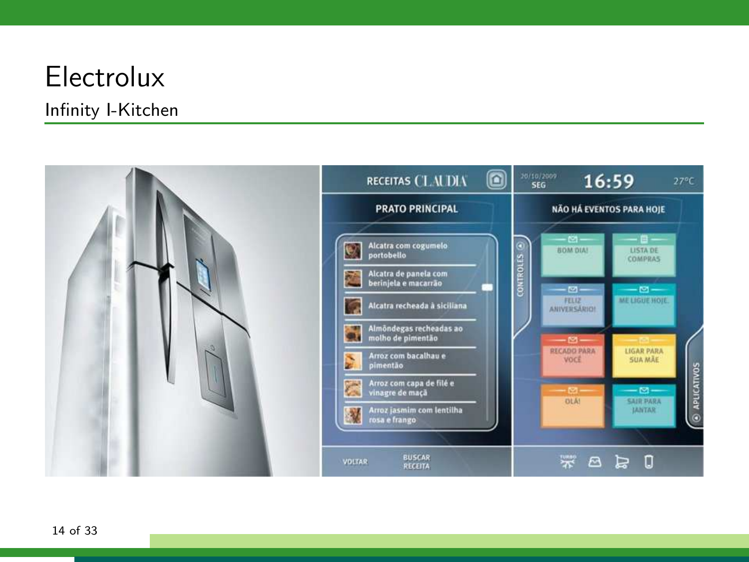# Electrolux

## Infinity I-Kitchen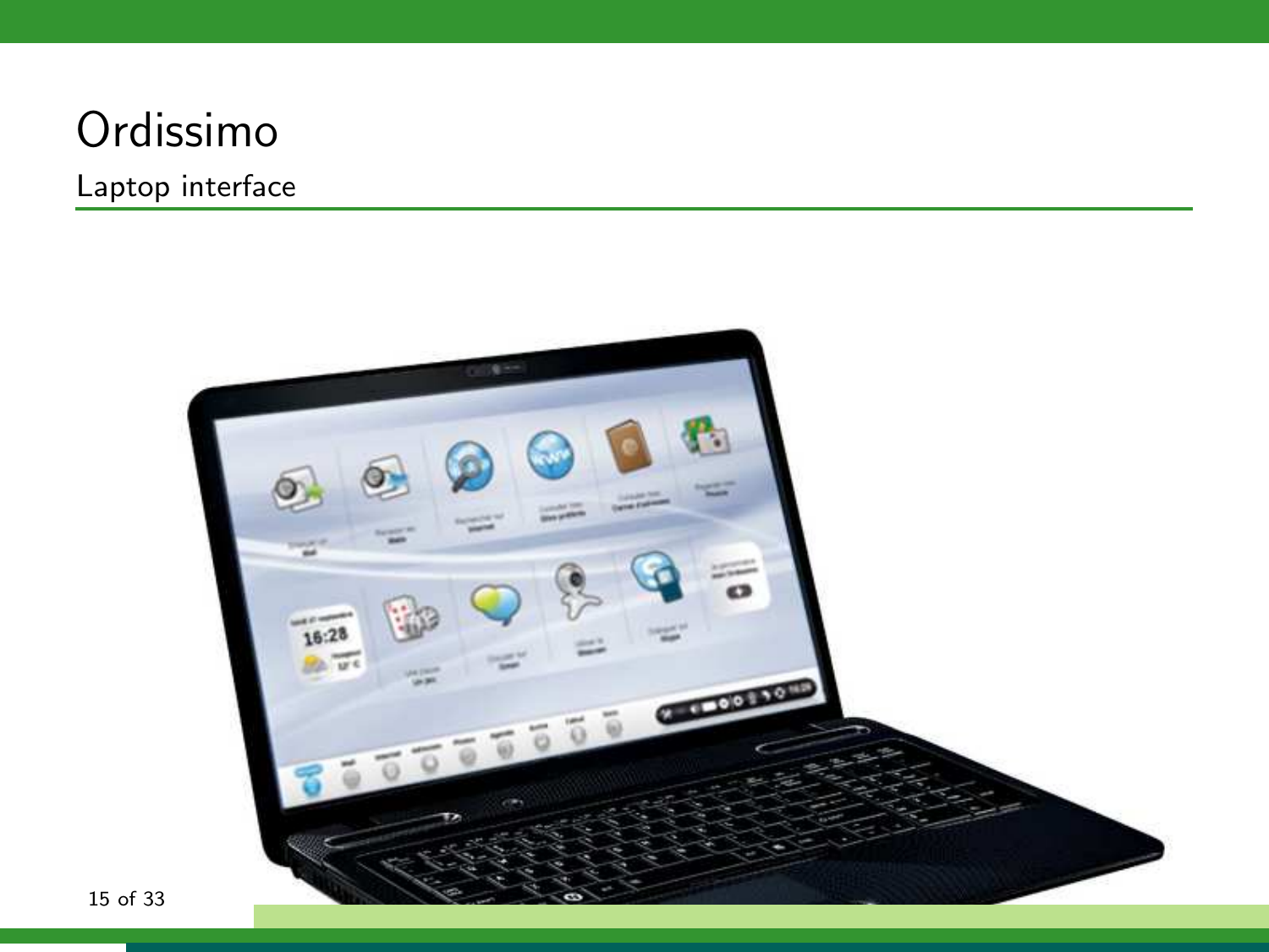# Ordissimo

## Laptop interface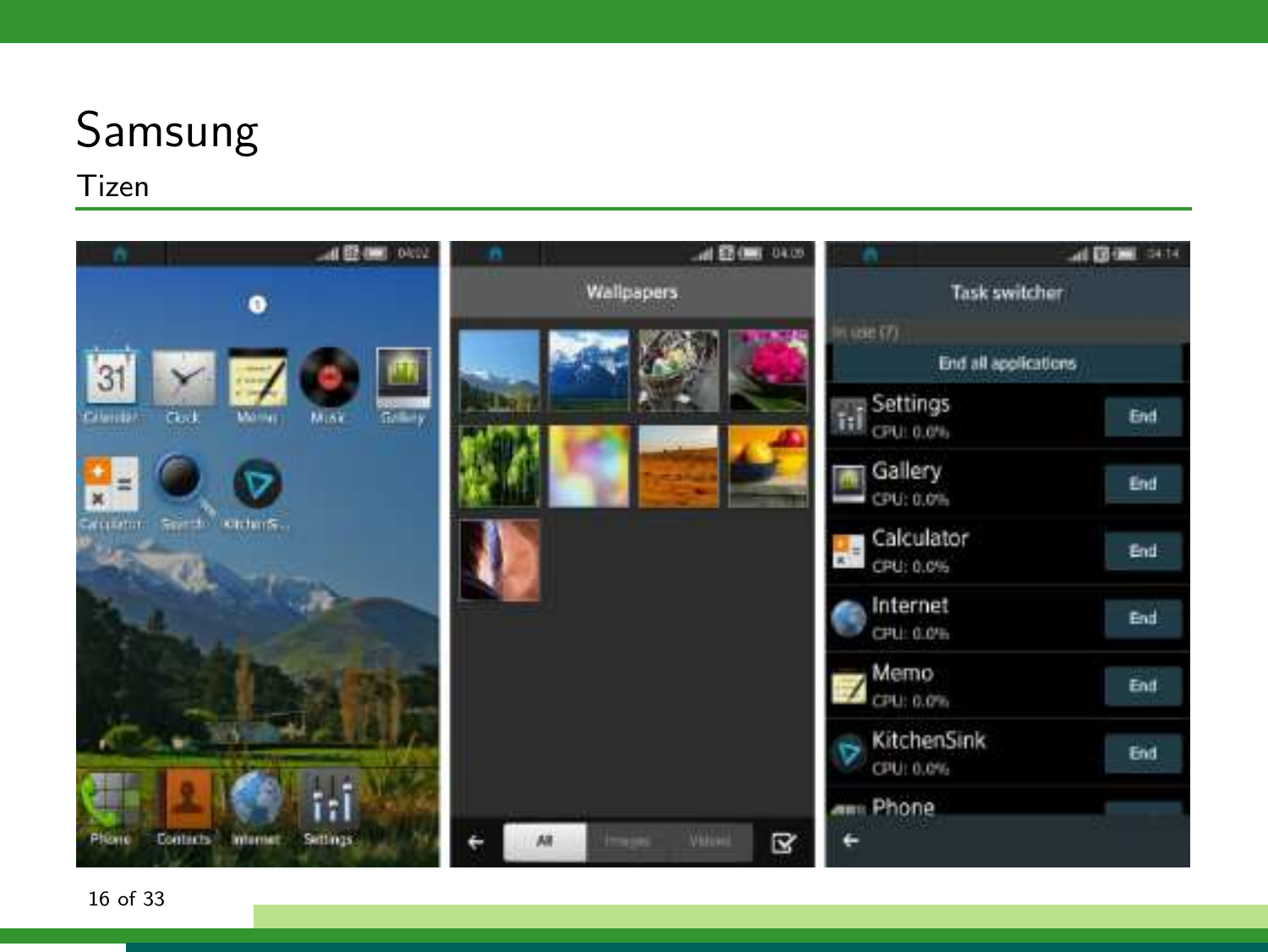# Samsung

## Tizen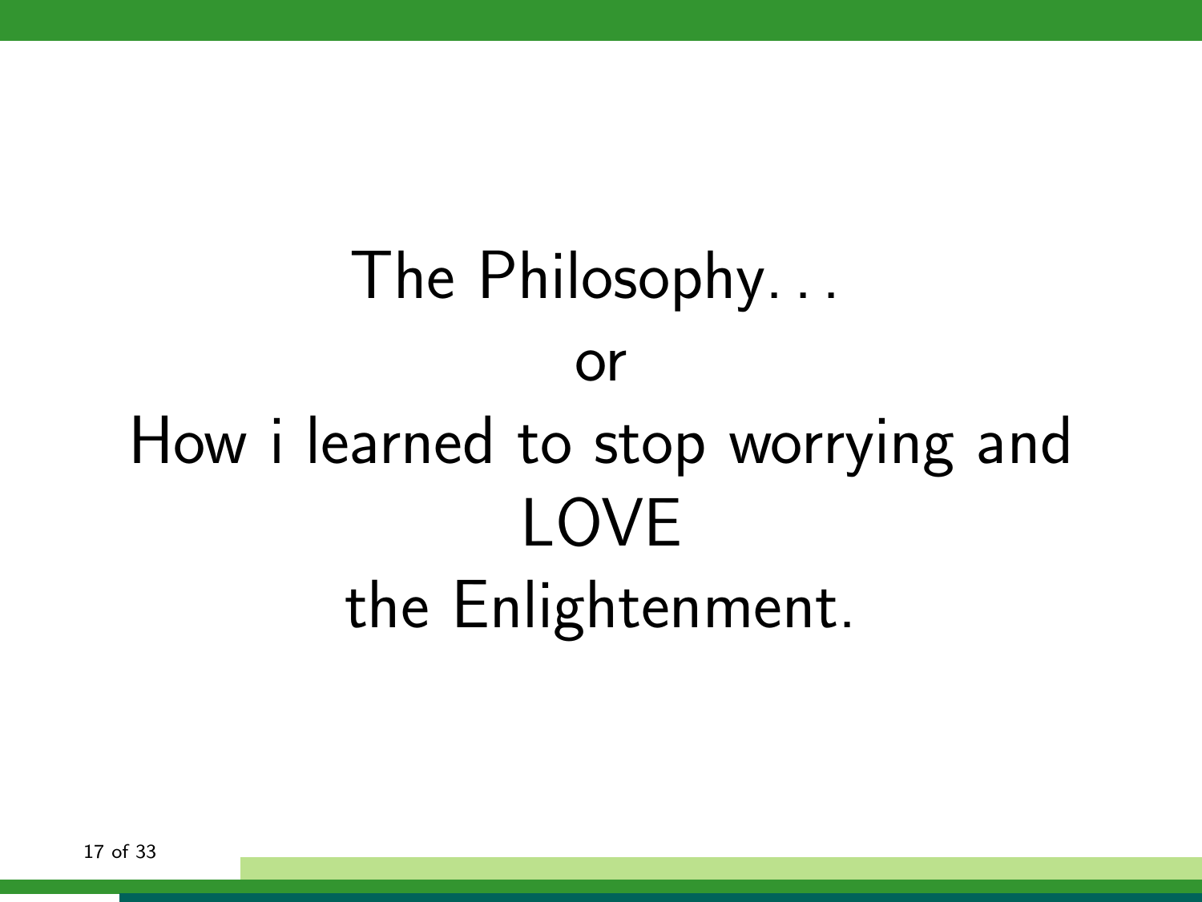# The Philosophy. . .
# or
# How i learned to stop worrying and
# LOVE
# the Enlightenment.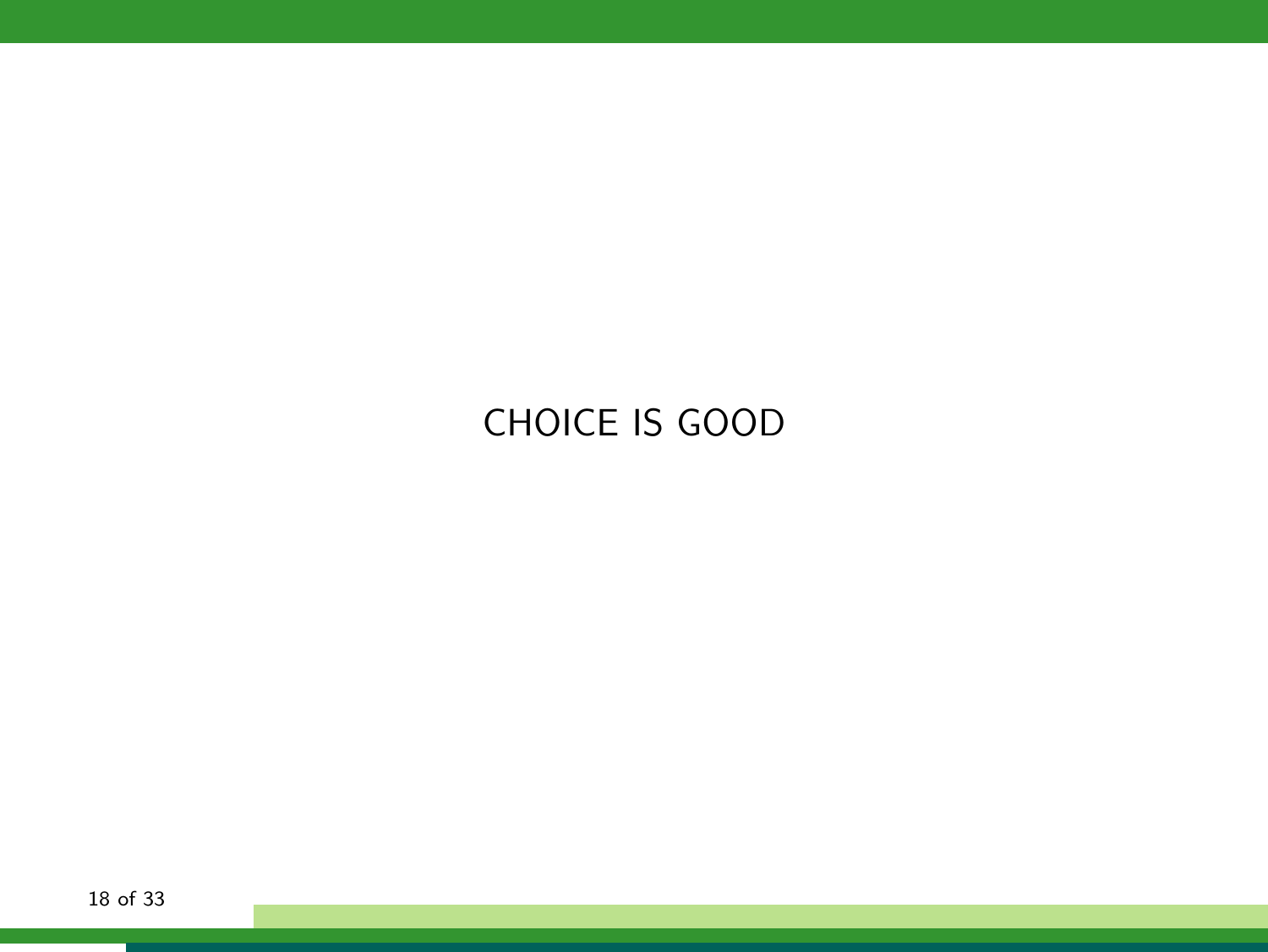CHOICE IS GOOD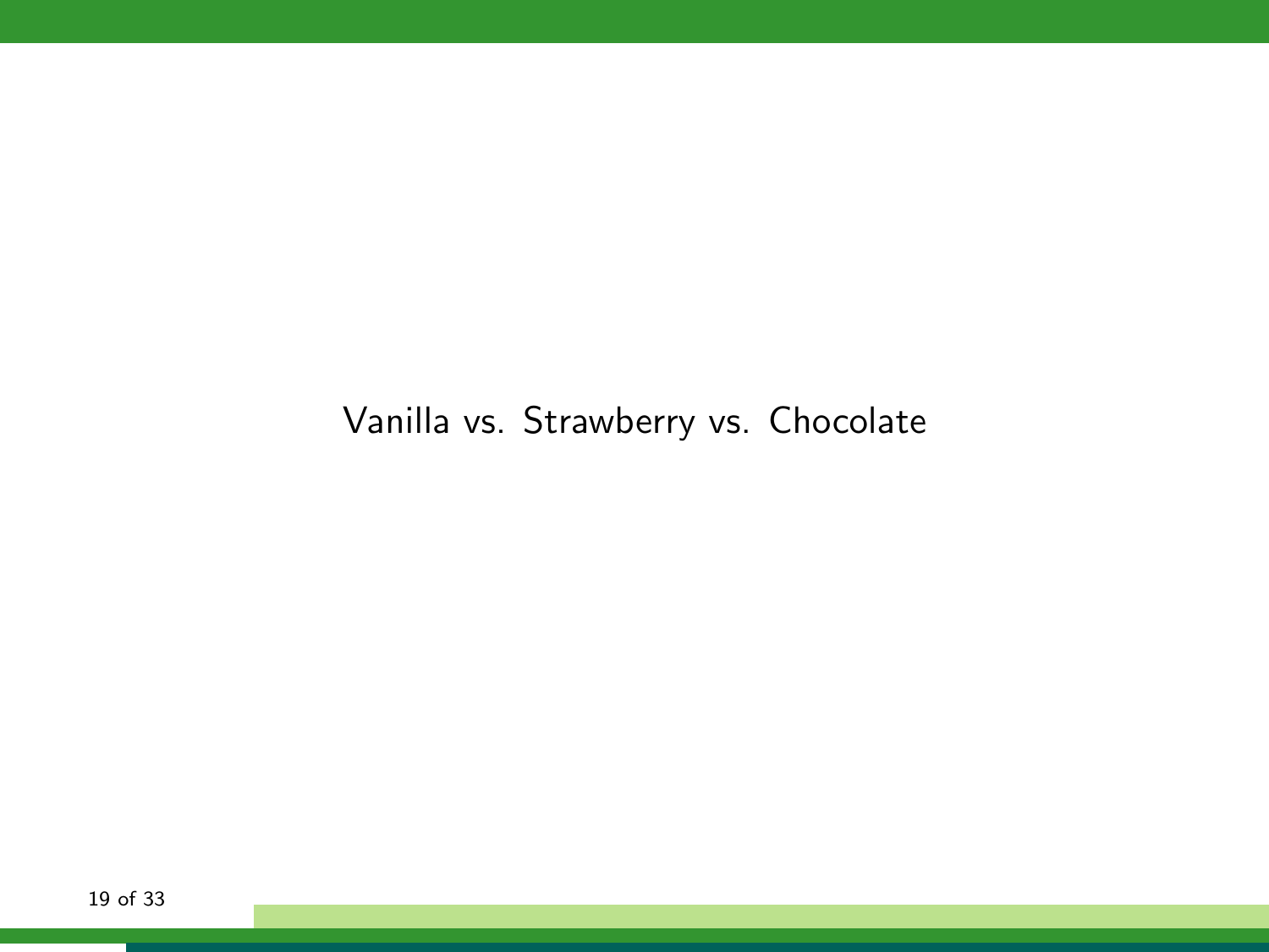Vanilla vs. Strawberry vs. Chocolate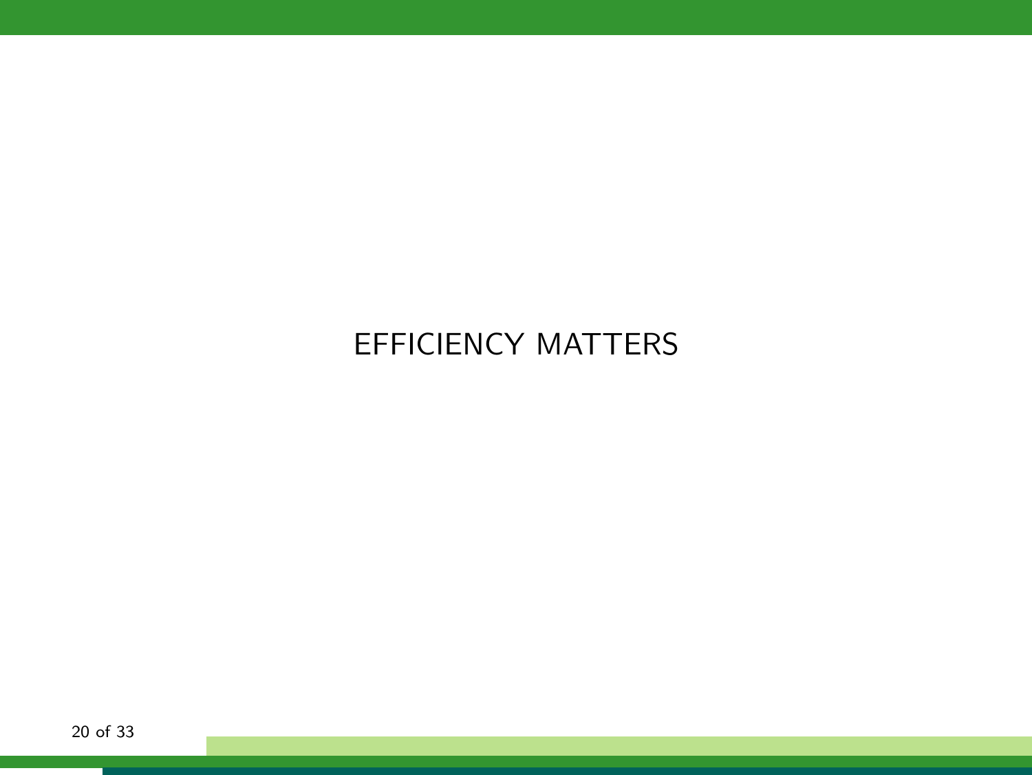# EFFICIENCY MATTERS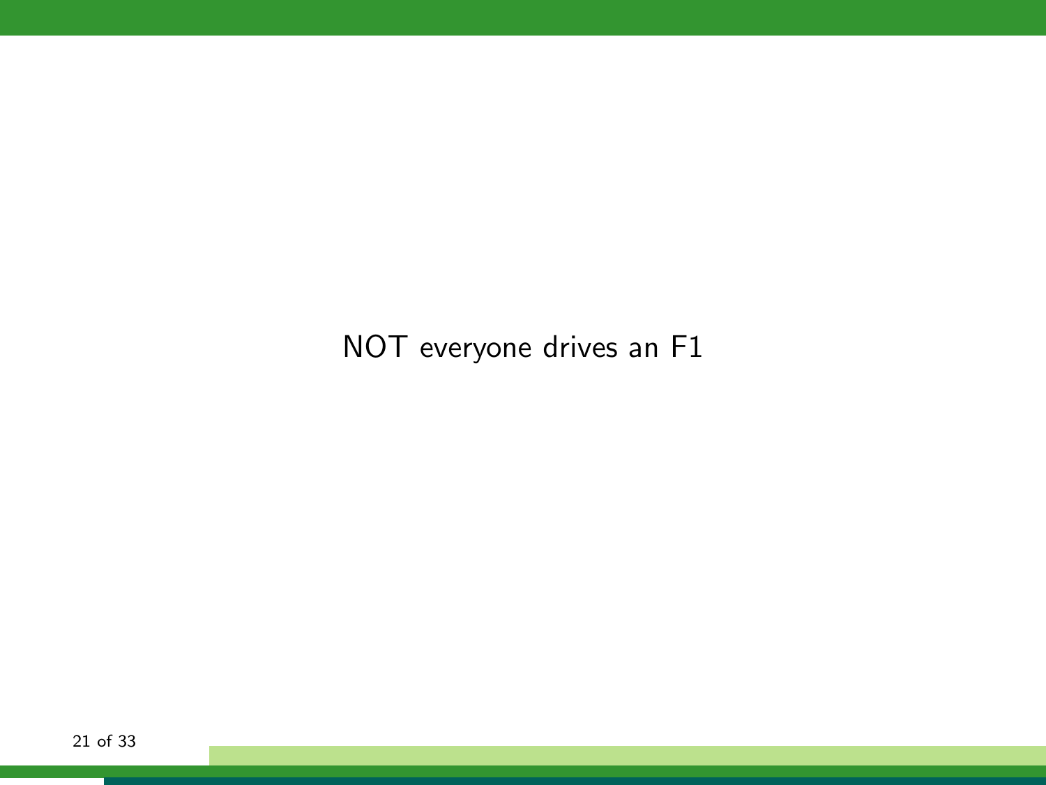NOT everyone drives an F1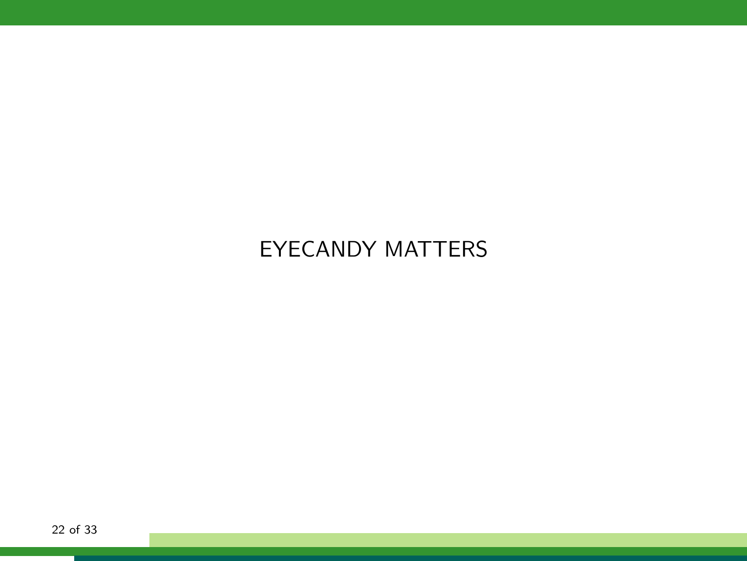# EYECANDY MATTERS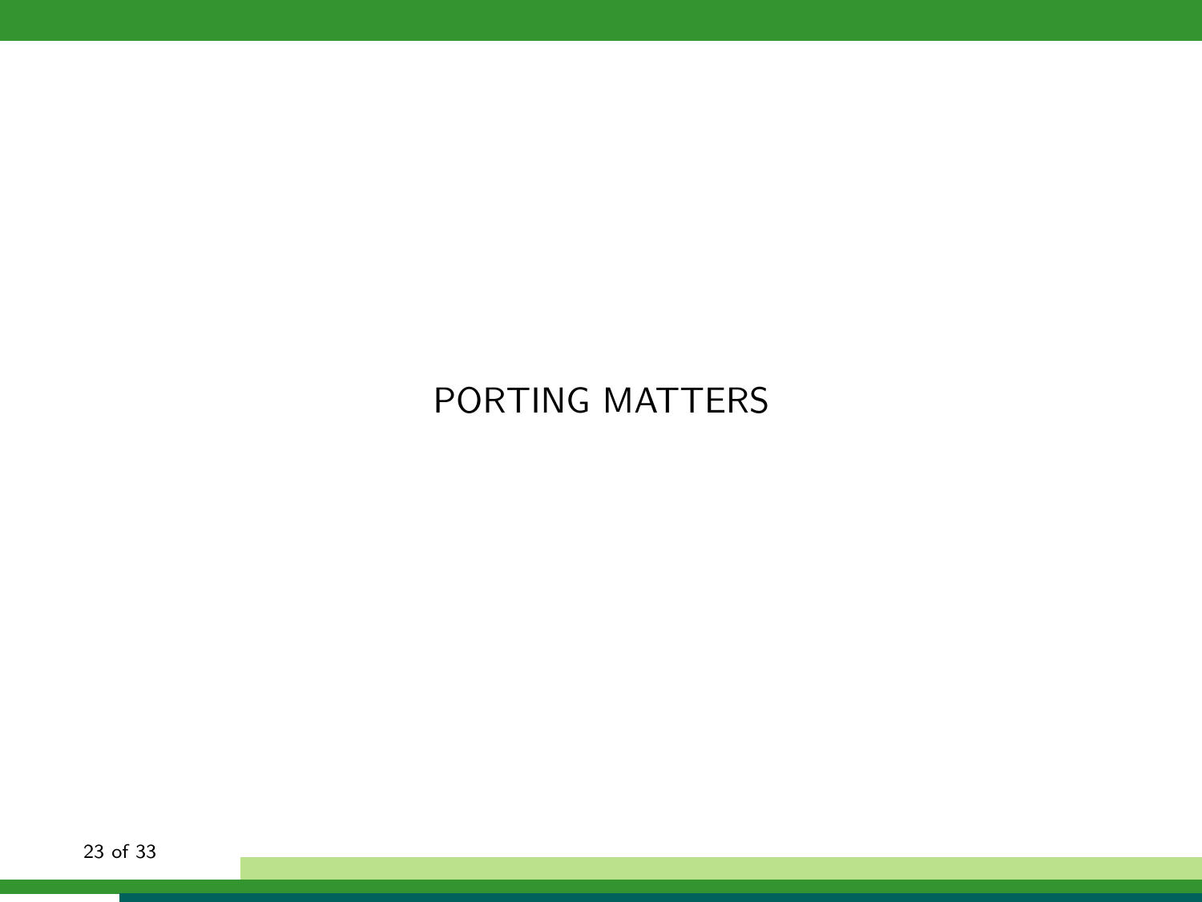# PORTING MATTERS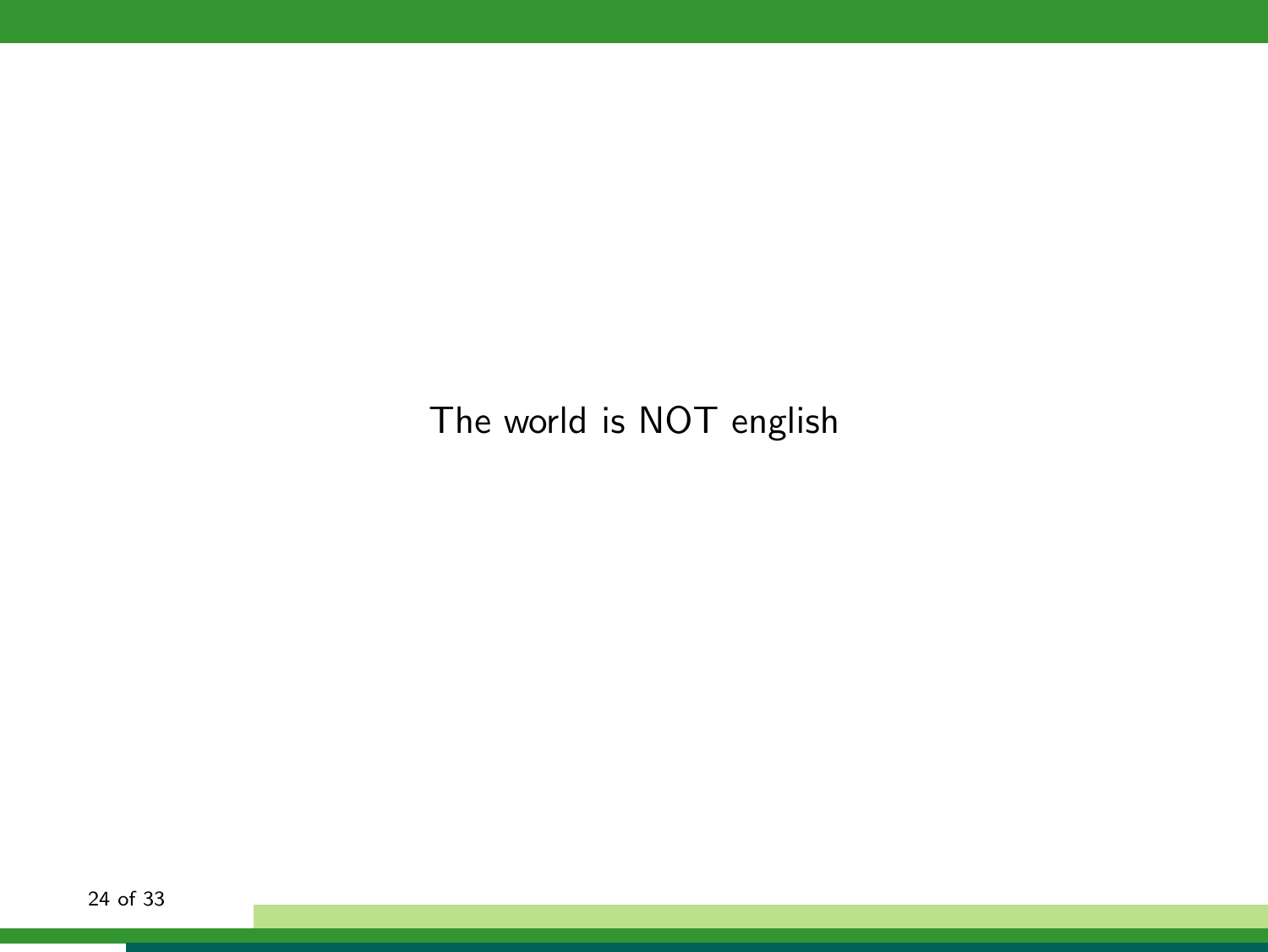The world is NOT english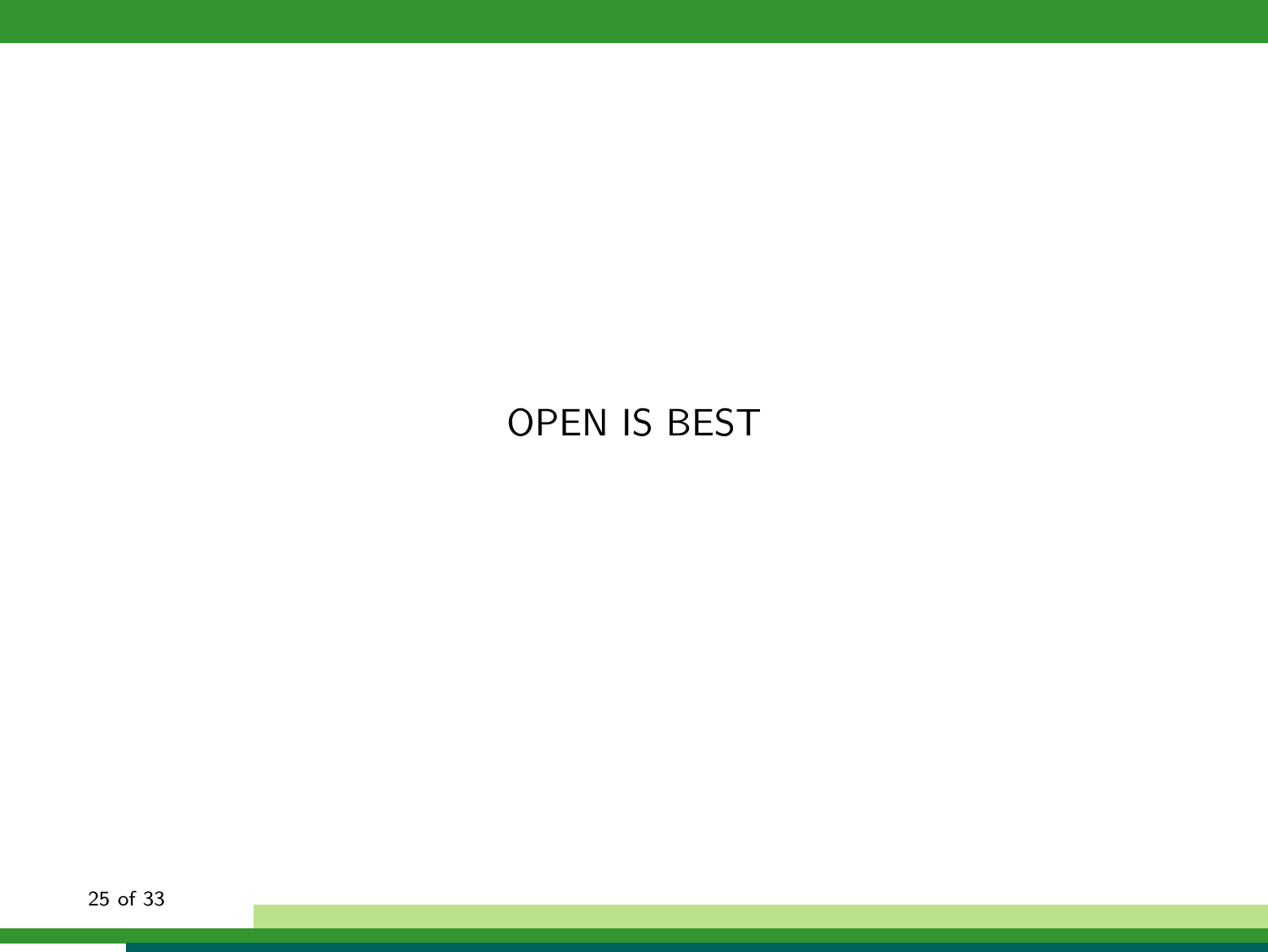OPEN IS BEST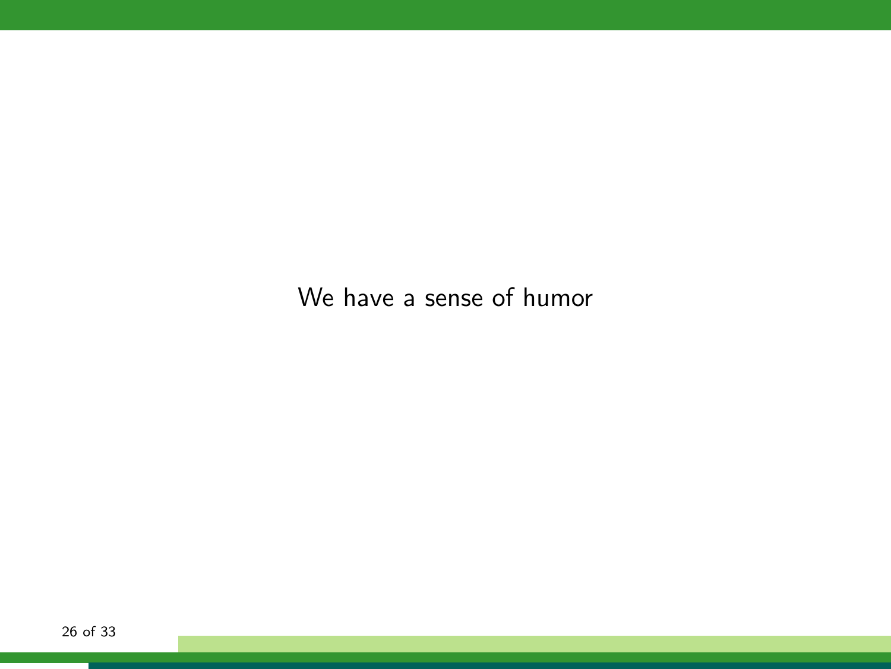We have a sense of humor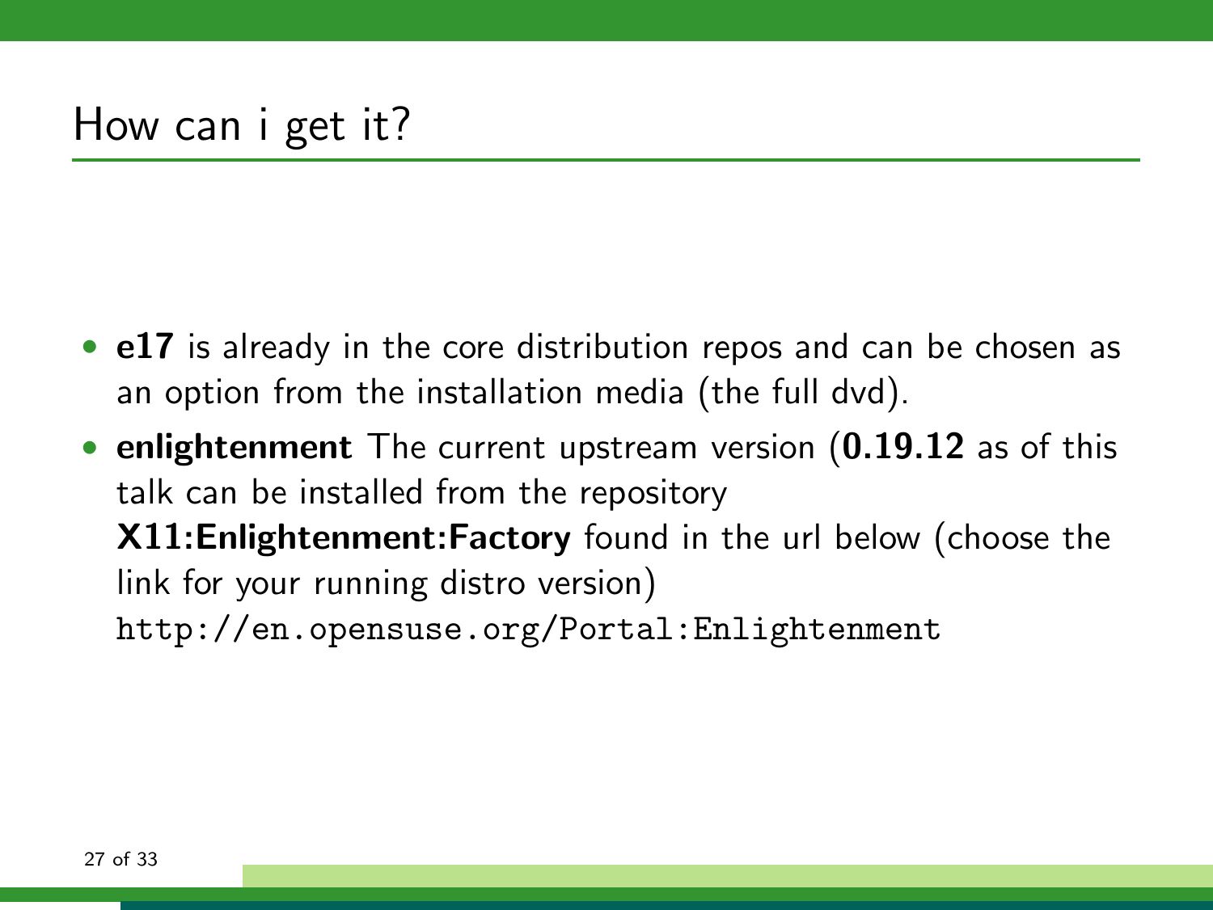# How can i get it?

- **e17** is already in the core distribution repos and can be chosen as an option from the installation media (the full dvd).
- **enlightenment** The current upstream version (**0.19.12** as of this talk can be installed from the repository **X11:Enlightenment:Factory** found in the url below (choose the link for your running distro version)
  `http://en.opensuse.org/Portal:Enlightenment`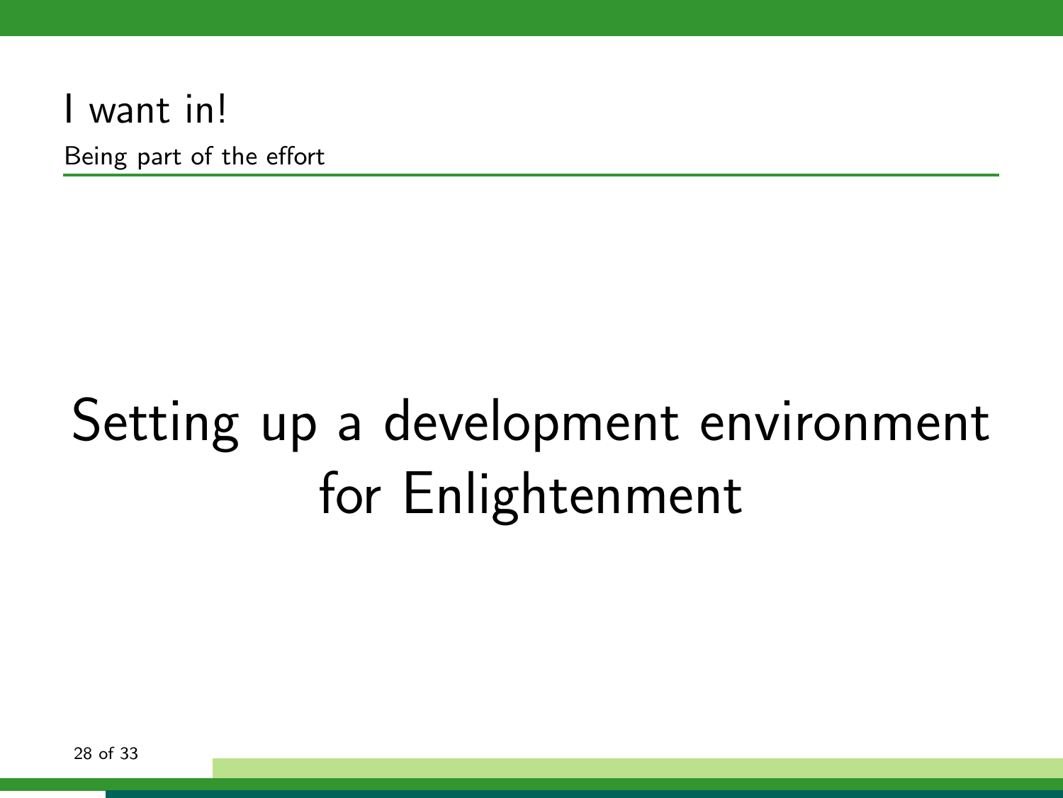# I want in!

## Being part of the effort

Setting up a development environment for Enlightenment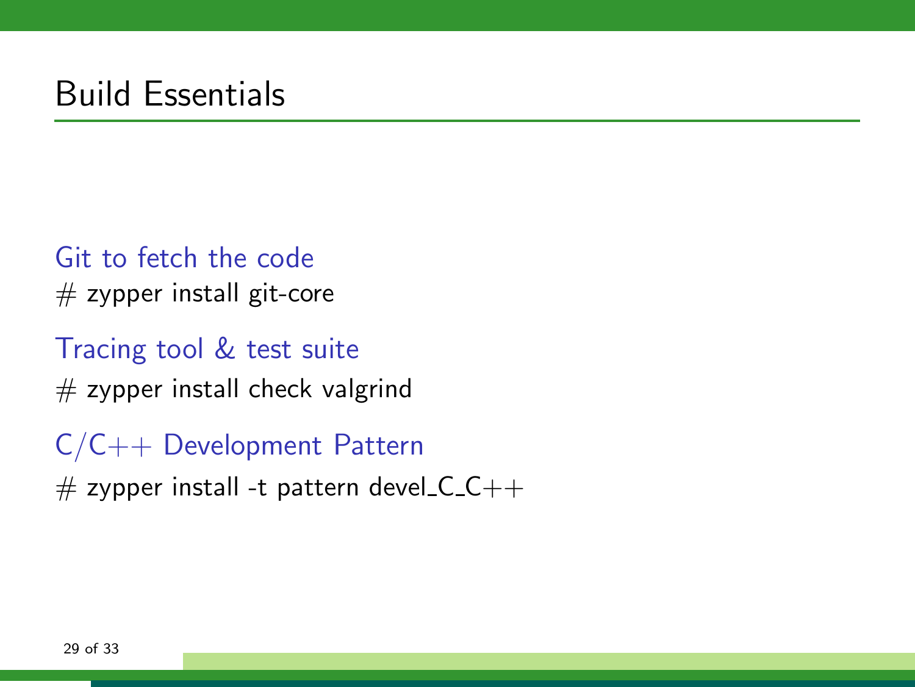# Build Essentials

Git to fetch the code

# zypper install git-core

Tracing tool & test suite

# zypper install check valgrind

C/C++ Development Pattern

# zypper install -t pattern devel_C_C++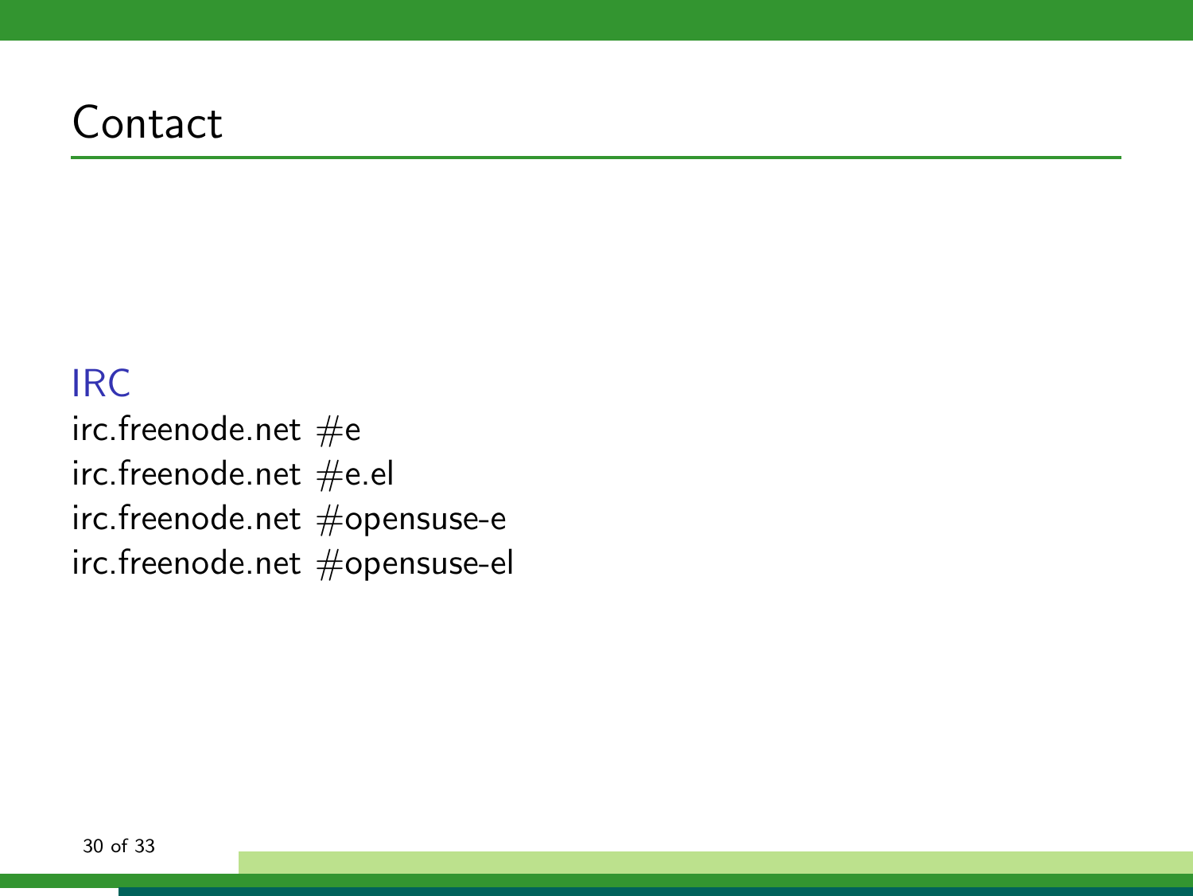# Contact

### IRC

irc.freenode.net #e
irc.freenode.net #e.el
irc.freenode.net #opensuse-e
irc.freenode.net #opensuse-el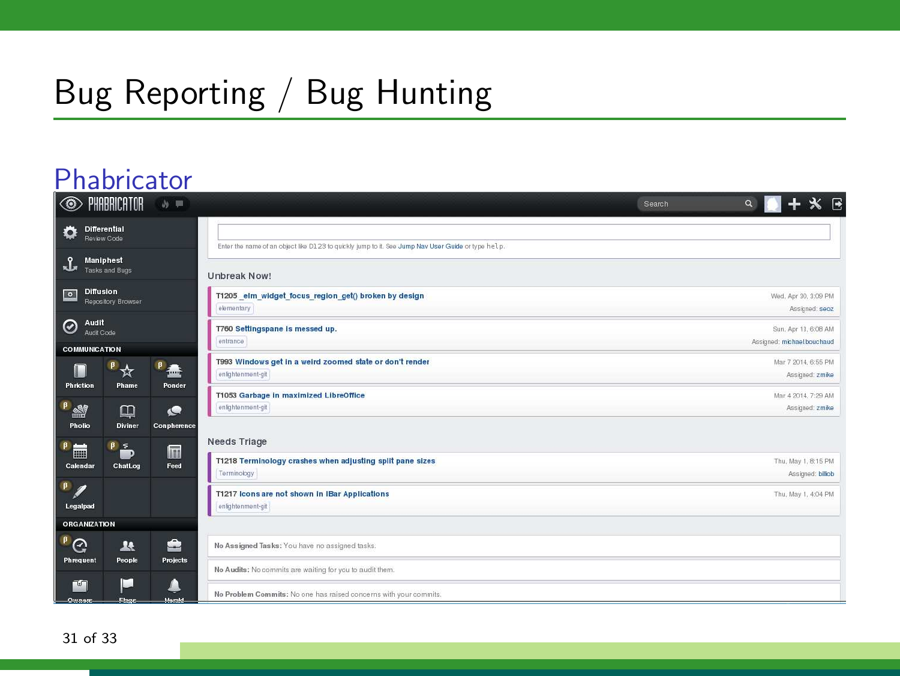# Bug Reporting / Bug Hunting

## Phabricator

Differential
Review Code

Maniphest
Tasks and Bugs

Diffusion
Repository Browser

Audit
Audit Code

COMMUNICATION

Phriction, Phame, Ponder, Pholio, Diviner, Conpherence, Calendar, ChatLog, Feed, Legalpad

ORGANIZATION

Phrequent, People, Projects, Owners, Flags, Herald

Search

Enter the name of an object like D123 to quickly jump to it. See Jump Nav User Guide or type help.

### Unbreak Now!

- T1205 _elm_widget_focus_region_get() broken by design — elementary — Wed, Apr 30, 3:09 PM — Assigned: seoz
- T760 Settingspane is messed up. — entrance — Sun, Apr 13, 6:08 AM — Assigned: michaelbouchaud
- T993 Windows get in a weird zoomed state or don't render — enlightenment-git — Mar 7 2014, 6:55 PM — Assigned: zmike
- T1053 Garbage in maximized LibreOffice — enlightenment-git — Mar 4 2014, 7:29 AM — Assigned: zmike

### Needs Triage

- T1218 Terminology crashes when adjusting split pane sizes — Terminology — Thu, May 1, 8:15 PM — Assigned: billiob
- T1217 Icons are not shown in IBar Applications — enlightenment-git — Thu, May 1, 4:04 PM

**No Assigned Tasks:** You have no assigned tasks.

**No Audits:** No commits are waiting for you to audit them.

**No Problem Commits:** No one has raised concerns with your commits.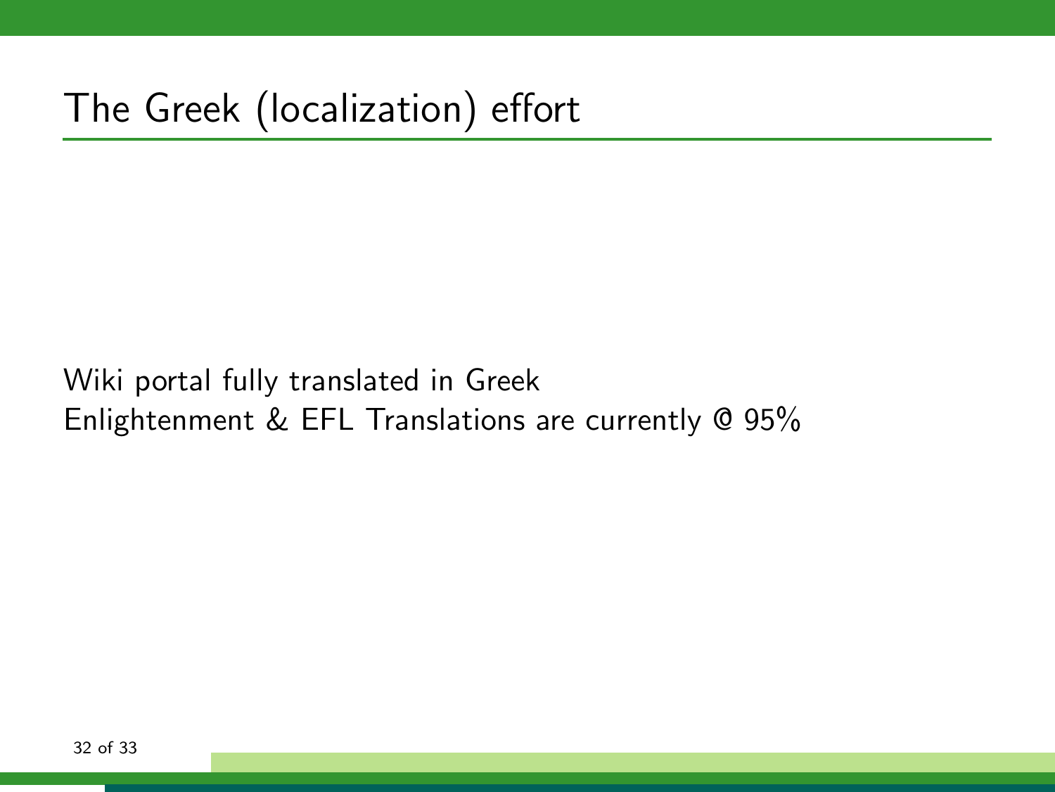# The Greek (localization) effort

Wiki portal fully translated in Greek
Enlightenment & EFL Translations are currently @ 95%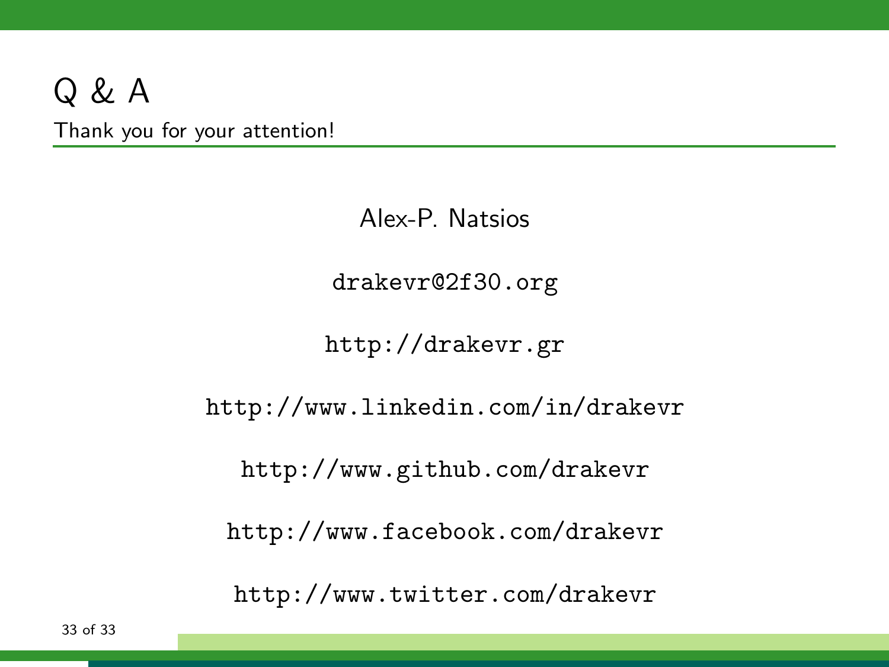# Q & A

Thank you for your attention!

Alex-P. Natsios

drakevr@2f30.org

http://drakevr.gr

http://www.linkedin.com/in/drakevr

http://www.github.com/drakevr

http://www.facebook.com/drakevr

http://www.twitter.com/drakevr